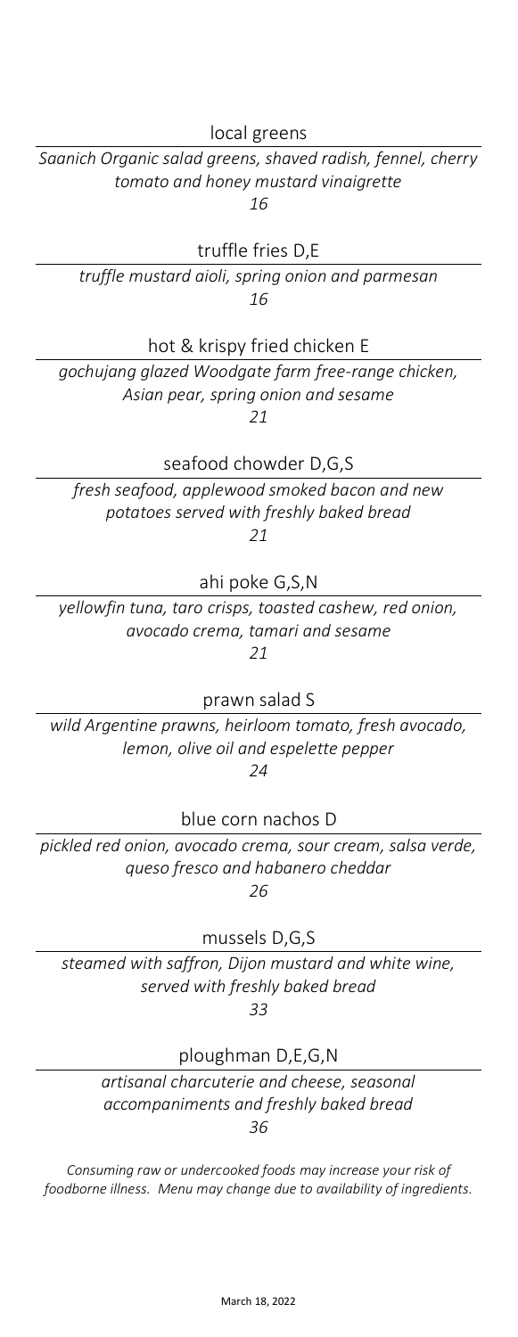### local greens

*Saanich Organic salad greens, shaved radish, fennel, cherry tomato and honey mustard vinaigrette*

*16*

### truffle fries D,E

*truffle mustard aioli, spring onion and parmesan*

*16*

### hot & krispy fried chicken E

*gochujang glazed Woodgate farm free-range chicken, Asian pear, spring onion and sesame*

*21*

### seafood chowder D,G,S

*fresh seafood, applewood smoked bacon and new potatoes served with freshly baked bread*

*21*

### ahi poke G,S,N

*yellowfin tuna, taro crisps, toasted cashew, red onion, avocado crema, tamari and sesame*

*21*

### prawn salad S

*wild Argentine prawns, heirloom tomato, fresh avocado, lemon, olive oil and espelette pepper*

*24*

### blue corn nachos D

*pickled red onion, avocado crema, sour cream, salsa verde, queso fresco and habanero cheddar*

*26*

### mussels D,G,S

*steamed with saffron, Dijon mustard and white wine, served with freshly baked bread*

*33*

### ploughman D,E,G,N

*artisanal charcuterie and cheese, seasonal accompaniments and freshly baked bread*

*36*

*Consuming raw or undercooked foods may increase your risk of foodborne illness. Menu may change due to availability of ingredients.*

March 18, 2022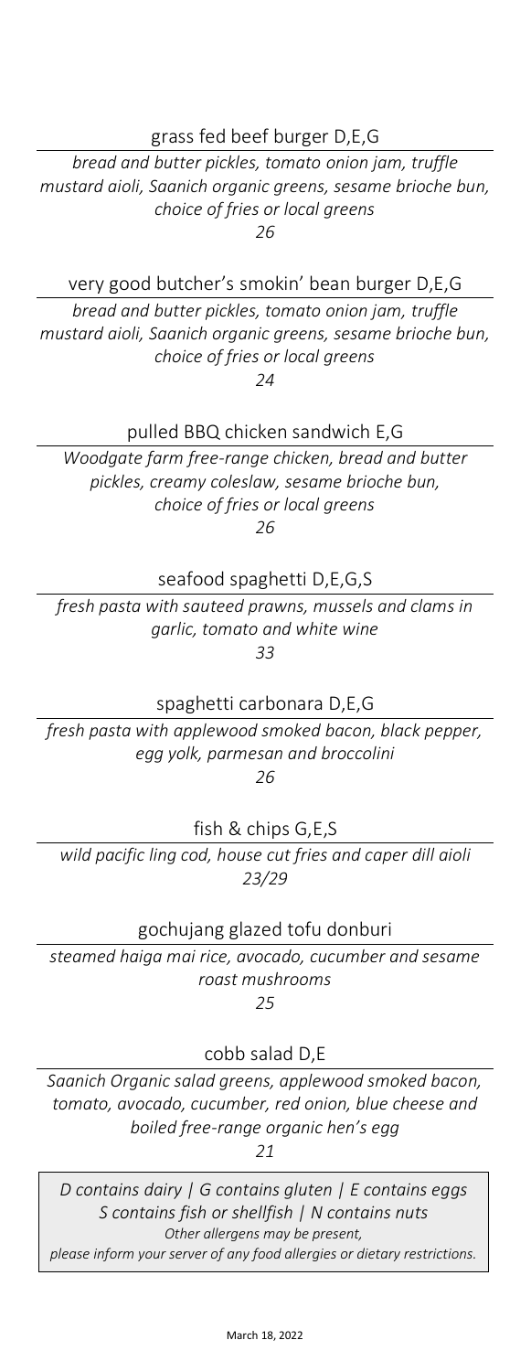### grass fed beef burger D,E,G

*bread and butter pickles, tomato onion jam, truffle mustard aioli, Saanich organic greens, sesame brioche bun, choice of fries or local greens*
*26*

### very good butcher's smokin' bean burger D,E,G

*bread and butter pickles, tomato onion jam, truffle mustard aioli, Saanich organic greens, sesame brioche bun, choice of fries or local greens*
*24*

### pulled BBQ chicken sandwich E,G

*Woodgate farm free-range chicken, bread and butter pickles, creamy coleslaw, sesame brioche bun, choice of fries or local greens*
*26*

### seafood spaghetti D,E,G,S

*fresh pasta with sauteed prawns, mussels and clams in garlic, tomato and white wine*
*33*

### spaghetti carbonara D,E,G

*fresh pasta with applewood smoked bacon, black pepper, egg yolk, parmesan and broccolini*
*26*

### fish & chips G,E,S

*wild pacific ling cod, house cut fries and caper dill aioli*
*23/29*

### gochujang glazed tofu donburi

*steamed haiga mai rice, avocado, cucumber and sesame roast mushrooms*
*25*

### cobb salad D,E

*Saanich Organic salad greens, applewood smoked bacon, tomato, avocado, cucumber, red onion, blue cheese and boiled free-range organic hen's egg*
*21*

*D contains dairy | G contains gluten | E contains eggs*
*S contains fish or shellfish | N contains nuts*
*Other allergens may be present,*
*please inform your server of any food allergies or dietary restrictions.*

March 18, 2022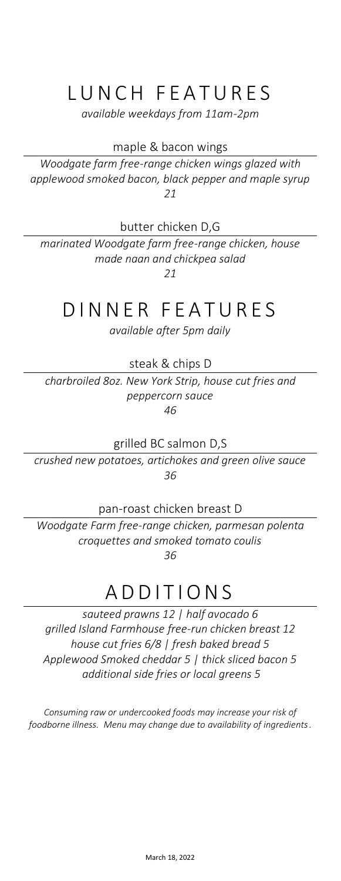# LUNCH FEATURES

*available weekdays from 11am-2pm*

maple & bacon wings

*Woodgate farm free-range chicken wings glazed with applewood smoked bacon, black pepper and maple syrup*
*21*

butter chicken D,G

*marinated Woodgate farm free-range chicken, house made naan and chickpea salad*
*21*

# DINNER FEATURES

*available after 5pm daily*

steak & chips D

*charbroiled 8oz. New York Strip, house cut fries and peppercorn sauce*
*46*

grilled BC salmon D,S

*crushed new potatoes, artichokes and green olive sauce*
*36*

pan-roast chicken breast D

*Woodgate Farm free-range chicken, parmesan polenta croquettes and smoked tomato coulis*
*36*

# ADDITIONS

*sauteed prawns 12 | half avocado 6*
*grilled Island Farmhouse free-run chicken breast 12*
*house cut fries 6/8 | fresh baked bread 5*
*Applewood Smoked cheddar 5 | thick sliced bacon 5*
*additional side fries or local greens 5*

*Consuming raw or undercooked foods may increase your risk of foodborne illness. Menu may change due to availability of ingredients.*

March 18, 2022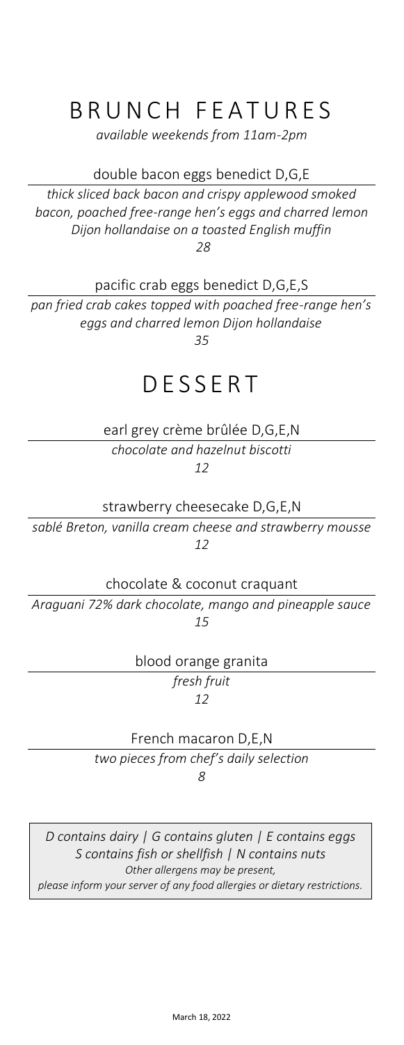# BRUNCH FEATURES

*available weekends from 11am-2pm*

double bacon eggs benedict D,G,E

*thick sliced back bacon and crispy applewood smoked bacon, poached free-range hen's eggs and charred lemon Dijon hollandaise on a toasted English muffin*

*28*

pacific crab eggs benedict D,G,E,S

*pan fried crab cakes topped with poached free-range hen's eggs and charred lemon Dijon hollandaise*

*35*

# DESSERT

earl grey crème brûlée D,G,E,N

*chocolate and hazelnut biscotti*

*12*

strawberry cheesecake D,G,E,N

*sablé Breton, vanilla cream cheese and strawberry mousse*

*12*

chocolate & coconut craquant

*Araguani 72% dark chocolate, mango and pineapple sauce*

*15*

blood orange granita

*fresh fruit*

*12*

French macaron D,E,N

*two pieces from chef's daily selection*

*8*

*D contains dairy | G contains gluten | E contains eggs*
*S contains fish or shellfish | N contains nuts*
*Other allergens may be present,*
*please inform your server of any food allergies or dietary restrictions.*

March 18, 2022